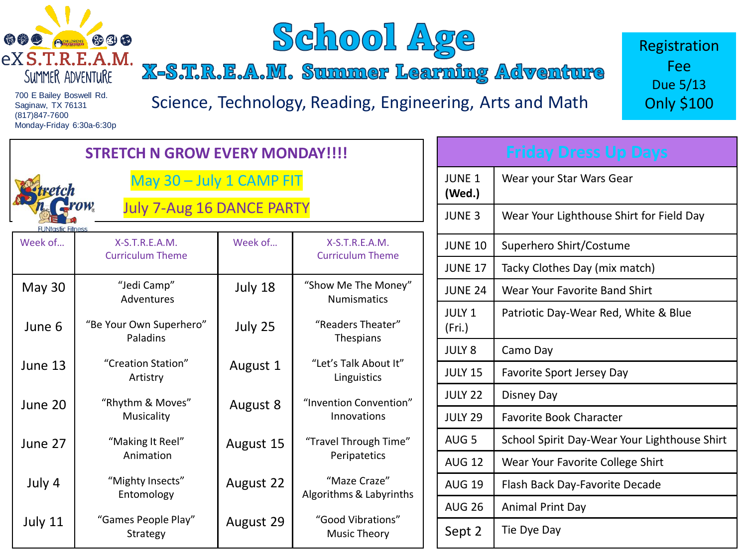eX S.T.R.E.A.M. SUMMER ADVENTURE

700 E Bailey Boswell Rd.
Saginaw, TX 76131
(817)847-7600
Monday-Friday 6:30a-6:30p

# School Age

## X-S.T.R.E.A.M. Summer Learning Adventure

Science, Technology, Reading, Engineering, Arts and Math

**Registration Fee Due 5/13 Only $100**

### STRETCH N GROW EVERY MONDAY!!!!

Stretch n Grow FUNtastic Fitness

May 30 – July 1 CAMP FIT

July 7-Aug 16 DANCE PARTY

| Week of… | X-S.T.R.E.A.M. Curriculum Theme | Week of… | X-S.T.R.E.A.M. Curriculum Theme |
|---|---|---|---|
| May 30 | "Jedi Camp" Adventures | July 18 | "Show Me The Money" Numismatics |
| June 6 | "Be Your Own Superhero" Paladins | July 25 | "Readers Theater" Thespians |
| June 13 | "Creation Station" Artistry | August 1 | "Let's Talk About It" Linguistics |
| June 20 | "Rhythm & Moves" Musicality | August 8 | "Invention Convention" Innovations |
| June 27 | "Making It Reel" Animation | August 15 | "Travel Through Time" Peripatetics |
| July 4 | "Mighty Insects" Entomology | August 22 | "Maze Craze" Algorithms & Labyrinths |
| July 11 | "Games People Play" Strategy | August 29 | "Good Vibrations" Music Theory |

### Friday Dress Up Days

| | |
|---|---|
| JUNE 1 **(Wed.)** | Wear your Star Wars Gear |
| JUNE 3 | Wear Your Lighthouse Shirt for Field Day |
| JUNE 10 | Superhero Shirt/Costume |
| JUNE 17 | Tacky Clothes Day (mix match) |
| JUNE 24 | Wear Your Favorite Band Shirt |
| JULY 1 (Fri.) | Patriotic Day-Wear Red, White & Blue |
| JULY 8 | Camo Day |
| JULY 15 | Favorite Sport Jersey Day |
| JULY 22 | Disney Day |
| JULY 29 | Favorite Book Character |
| AUG 5 | School Spirit Day-Wear Your Lighthouse Shirt |
| AUG 12 | Wear Your Favorite College Shirt |
| AUG 19 | Flash Back Day-Favorite Decade |
| AUG 26 | Animal Print Day |
| Sept 2 | Tie Dye Day |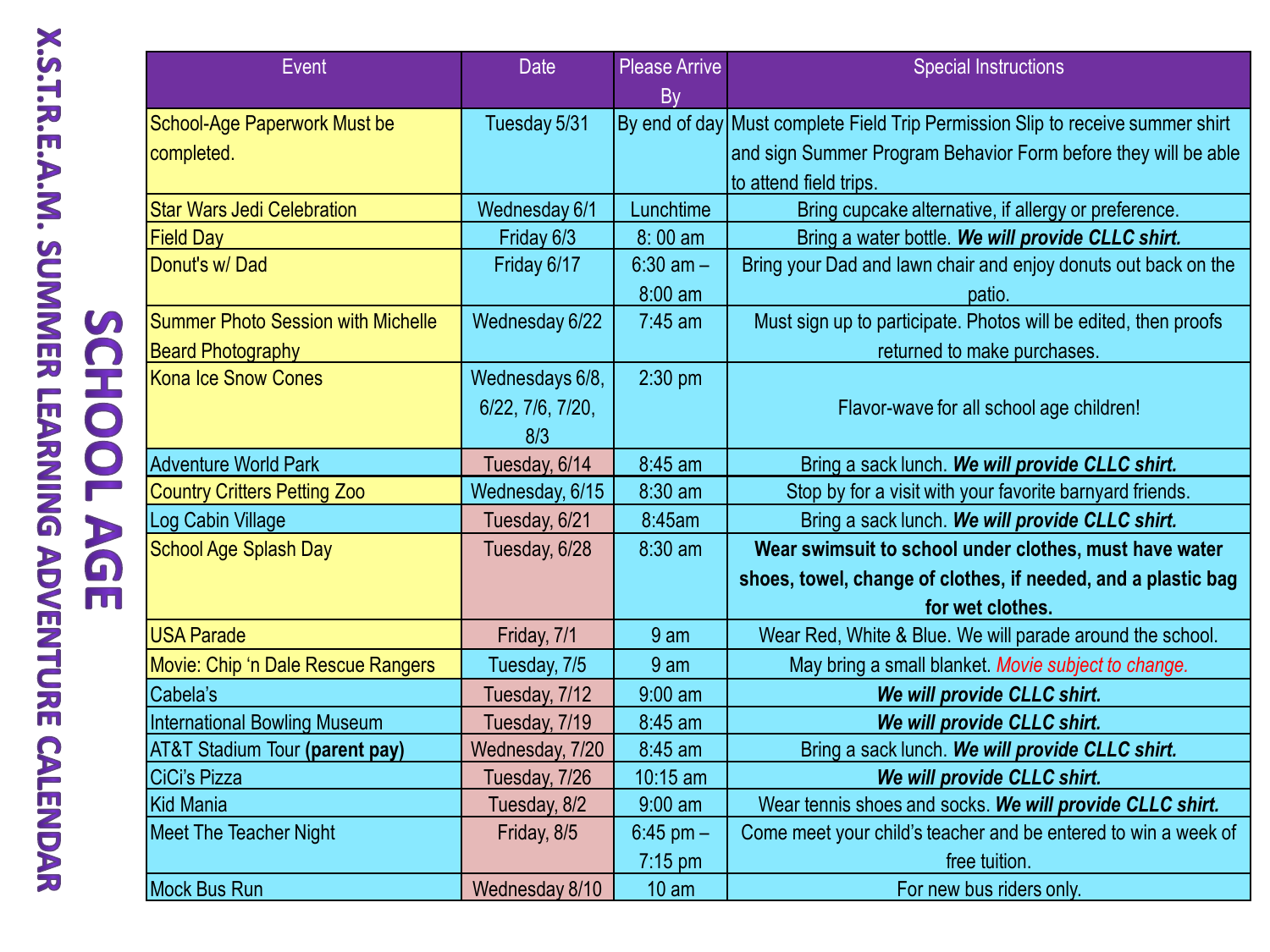# SCHOOL AGE

## X.S.T.R.E.A.M. SUMMER LEARNING ADVENTURE CALENDAR

| Event | Date | Please Arrive By | Special Instructions |
|---|---|---|---|
| School-Age Paperwork Must be completed. | Tuesday 5/31 | By end of day | Must complete Field Trip Permission Slip to receive summer shirt and sign Summer Program Behavior Form before they will be able to attend field trips. |
| Star Wars Jedi Celebration | Wednesday 6/1 | Lunchtime | Bring cupcake alternative, if allergy or preference. |
| Field Day | Friday 6/3 | 8: 00 am | Bring a water bottle. ***We will provide CLLC shirt.*** |
| Donut's w/ Dad | Friday 6/17 | 6:30 am – 8:00 am | Bring your Dad and lawn chair and enjoy donuts out back on the patio. |
| Summer Photo Session with Michelle Beard Photography | Wednesday 6/22 | 7:45 am | Must sign up to participate. Photos will be edited, then proofs returned to make purchases. |
| Kona Ice Snow Cones | Wednesdays 6/8, 6/22, 7/6, 7/20, 8/3 | 2:30 pm | Flavor-wave for all school age children! |
| Adventure World Park | Tuesday, 6/14 | 8:45 am | Bring a sack lunch. ***We will provide CLLC shirt.*** |
| Country Critters Petting Zoo | Wednesday, 6/15 | 8:30 am | Stop by for a visit with your favorite barnyard friends. |
| Log Cabin Village | Tuesday, 6/21 | 8:45am | Bring a sack lunch. ***We will provide CLLC shirt.*** |
| School Age Splash Day | Tuesday, 6/28 | 8:30 am | **Wear swimsuit to school under clothes, must have water shoes, towel, change of clothes, if needed, and a plastic bag for wet clothes.** |
| USA Parade | Friday, 7/1 | 9 am | Wear Red, White & Blue. We will parade around the school. |
| Movie: Chip 'n Dale Rescue Rangers | Tuesday, 7/5 | 9 am | May bring a small blanket. *Movie subject to change.* |
| Cabela's | Tuesday, 7/12 | 9:00 am | ***We will provide CLLC shirt.*** |
| International Bowling Museum | Tuesday, 7/19 | 8:45 am | ***We will provide CLLC shirt.*** |
| AT&T Stadium Tour **(parent pay)** | Wednesday, 7/20 | 8:45 am | Bring a sack lunch. ***We will provide CLLC shirt.*** |
| CiCi's Pizza | Tuesday, 7/26 | 10:15 am | ***We will provide CLLC shirt.*** |
| Kid Mania | Tuesday, 8/2 | 9:00 am | Wear tennis shoes and socks. ***We will provide CLLC shirt.*** |
| Meet The Teacher Night | Friday, 8/5 | 6:45 pm – 7:15 pm | Come meet your child's teacher and be entered to win a week of free tuition. |
| Mock Bus Run | Wednesday 8/10 | 10 am | For new bus riders only. |